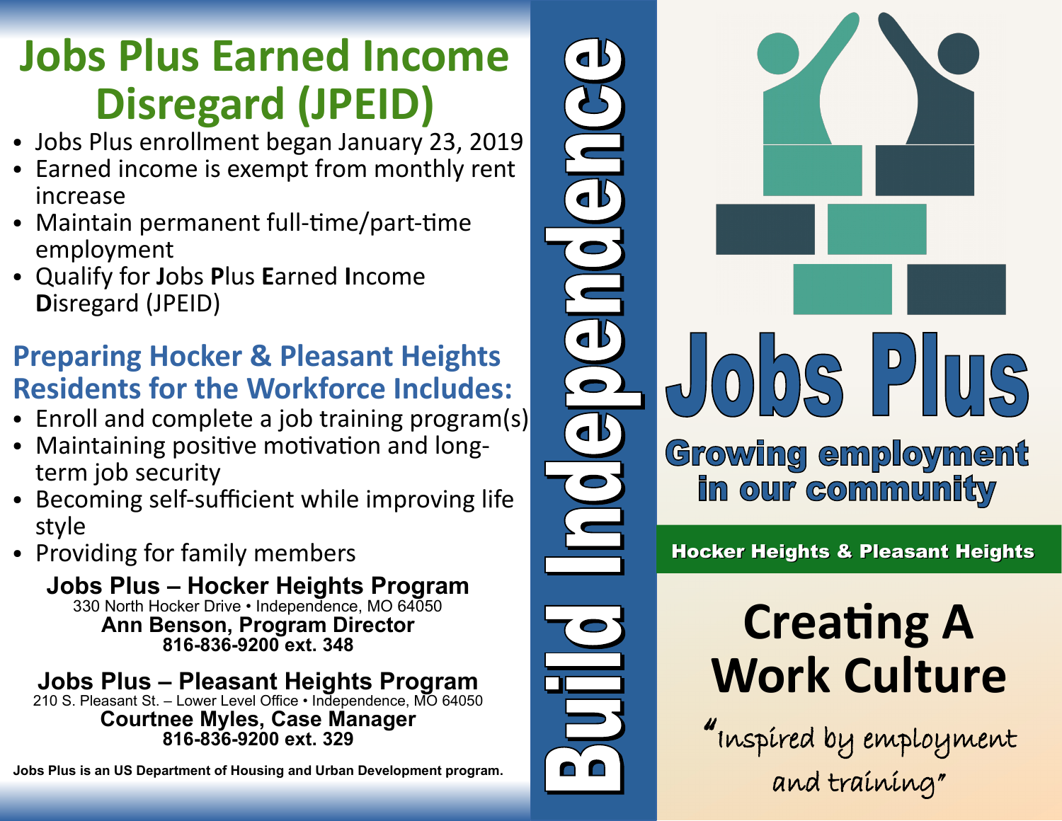# Jobs Plus Earned Income Disregard (JPEID)

- Jobs Plus enrollment began January 23, 2019
- Earned income is exempt from monthly rent increase
- Maintain permanent full-time/part-time employment
- Qualify for **J**obs **P**lus **E**arned **I**ncome **D**isregard (JPEID)

## Preparing Hocker & Pleasant Heights Residents for the Workforce Includes:

- Enroll and complete a job training program(s)
- Maintaining positive motivation and long-term job security
- Becoming self-sufficient while improving life style
- Providing for family members

**Jobs Plus – Hocker Heights Program**
330 North Hocker Drive • Independence, MO 64050
**Ann Benson, Program Director**
**816-836-9200 ext. 348**

**Jobs Plus – Pleasant Heights Program**
210 S. Pleasant St. – Lower Level Office • Independence, MO 64050
**Courtnee Myles, Case Manager**
**816-836-9200 ext. 329**

**Jobs Plus is an US Department of Housing and Urban Development program.**

**Build Independence**

# Jobs Plus

**Growing employment in our community**

**Hocker Heights & Pleasant Heights**

## Creating A Work Culture

*"Inspired by employment and training"*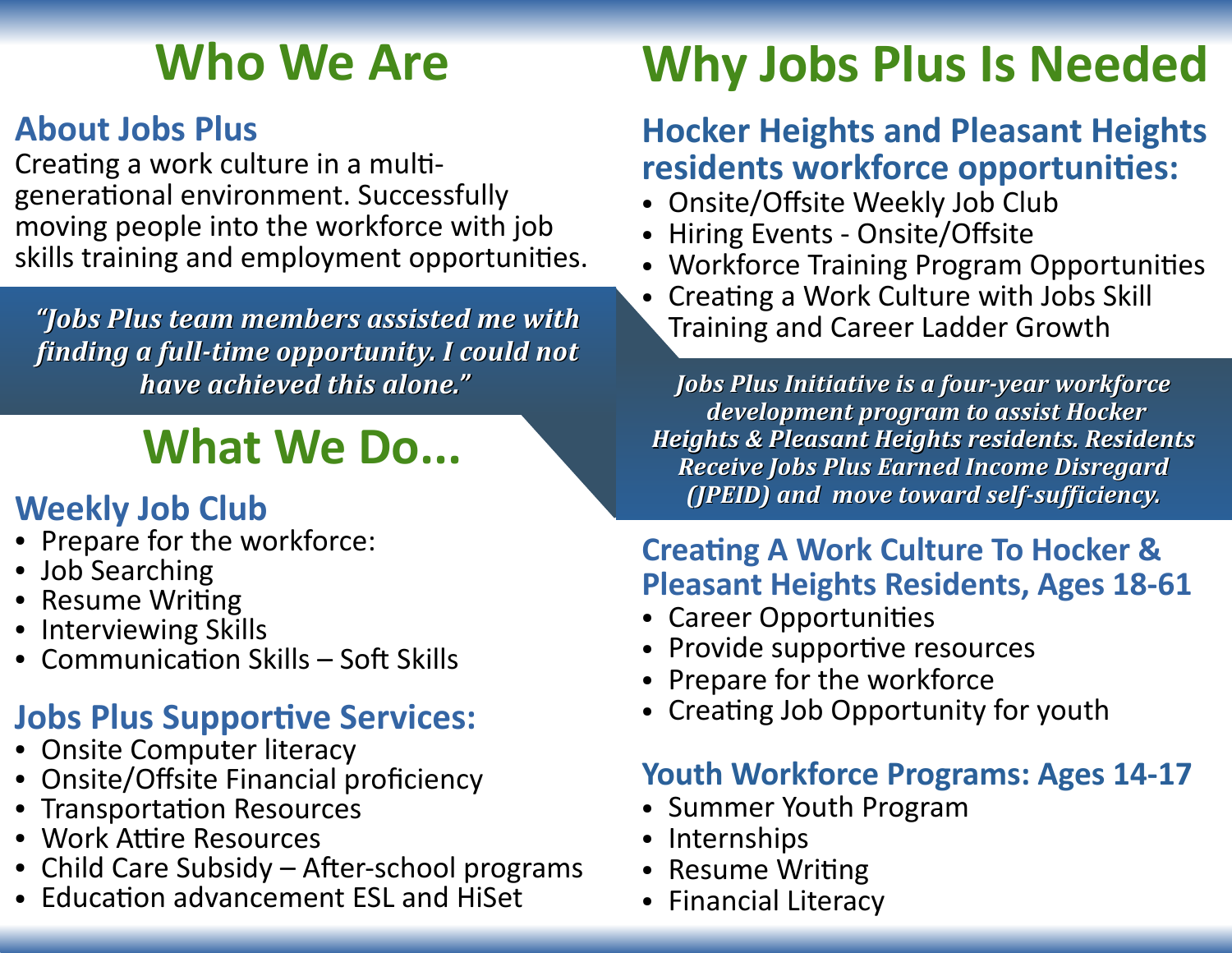# Who We Are

## About Jobs Plus

Creating a work culture in a multi-generational environment. Successfully moving people into the workforce with job skills training and employment opportunities.

***"Jobs Plus team members assisted me with finding a full-time opportunity. I could not have achieved this alone."***

# What We Do...

## Weekly Job Club

- Prepare for the workforce:
- Job Searching
- Resume Writing
- Interviewing Skills
- Communication Skills – Soft Skills

## Jobs Plus Supportive Services:

- Onsite Computer literacy
- Onsite/Offsite Financial proficiency
- Transportation Resources
- Work Attire Resources
- Child Care Subsidy – After-school programs
- Education advancement ESL and HiSet

# Why Jobs Plus Is Needed

## Hocker Heights and Pleasant Heights residents workforce opportunities:

- Onsite/Offsite Weekly Job Club
- Hiring Events - Onsite/Offsite
- Workforce Training Program Opportunities
- Creating a Work Culture with Jobs Skill Training and Career Ladder Growth

***Jobs Plus Initiative is a four-year workforce development program to assist Hocker Heights & Pleasant Heights residents. Residents Receive Jobs Plus Earned Income Disregard (JPEID) and move toward self-sufficiency.***

## Creating A Work Culture To Hocker & Pleasant Heights Residents, Ages 18-61

- Career Opportunities
- Provide supportive resources
- Prepare for the workforce
- Creating Job Opportunity for youth

## Youth Workforce Programs: Ages 14-17

- Summer Youth Program
- Internships
- Resume Writing
- Financial Literacy